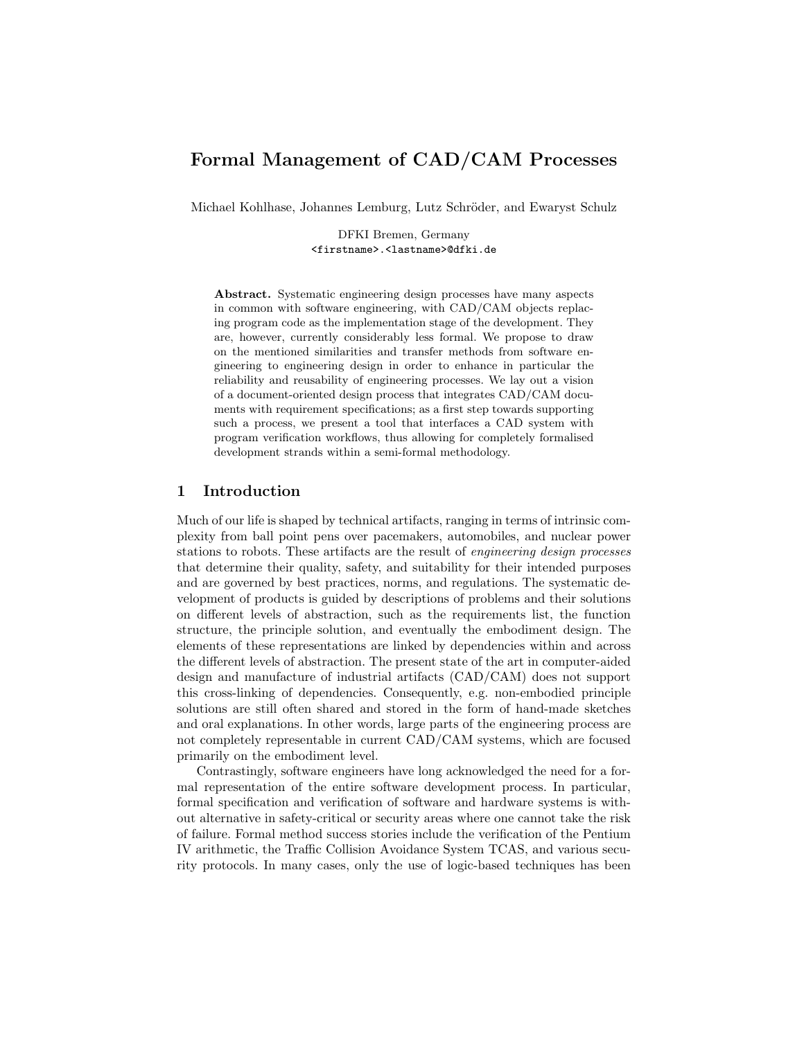# Formal Management of CAD/CAM Processes

Michael Kohlhase, Johannes Lemburg, Lutz Schröder, and Ewaryst Schulz

DFKI Bremen, Germany
<firstname>.<lastname>@dfki.de

**Abstract.** Systematic engineering design processes have many aspects in common with software engineering, with CAD/CAM objects replacing program code as the implementation stage of the development. They are, however, currently considerably less formal. We propose to draw on the mentioned similarities and transfer methods from software engineering to engineering design in order to enhance in particular the reliability and reusability of engineering processes. We lay out a vision of a document-oriented design process that integrates CAD/CAM documents with requirement specifications; as a first step towards supporting such a process, we present a tool that interfaces a CAD system with program verification workflows, thus allowing for completely formalised development strands within a semi-formal methodology.

## 1 Introduction

Much of our life is shaped by technical artifacts, ranging in terms of intrinsic complexity from ball point pens over pacemakers, automobiles, and nuclear power stations to robots. These artifacts are the result of *engineering design processes* that determine their quality, safety, and suitability for their intended purposes and are governed by best practices, norms, and regulations. The systematic development of products is guided by descriptions of problems and their solutions on different levels of abstraction, such as the requirements list, the function structure, the principle solution, and eventually the embodiment design. The elements of these representations are linked by dependencies within and across the different levels of abstraction. The present state of the art in computer-aided design and manufacture of industrial artifacts (CAD/CAM) does not support this cross-linking of dependencies. Consequently, e.g. non-embodied principle solutions are still often shared and stored in the form of hand-made sketches and oral explanations. In other words, large parts of the engineering process are not completely representable in current CAD/CAM systems, which are focused primarily on the embodiment level.

Contrastingly, software engineers have long acknowledged the need for a formal representation of the entire software development process. In particular, formal specification and verification of software and hardware systems is without alternative in safety-critical or security areas where one cannot take the risk of failure. Formal method success stories include the verification of the Pentium IV arithmetic, the Traffic Collision Avoidance System TCAS, and various security protocols. In many cases, only the use of logic-based techniques has been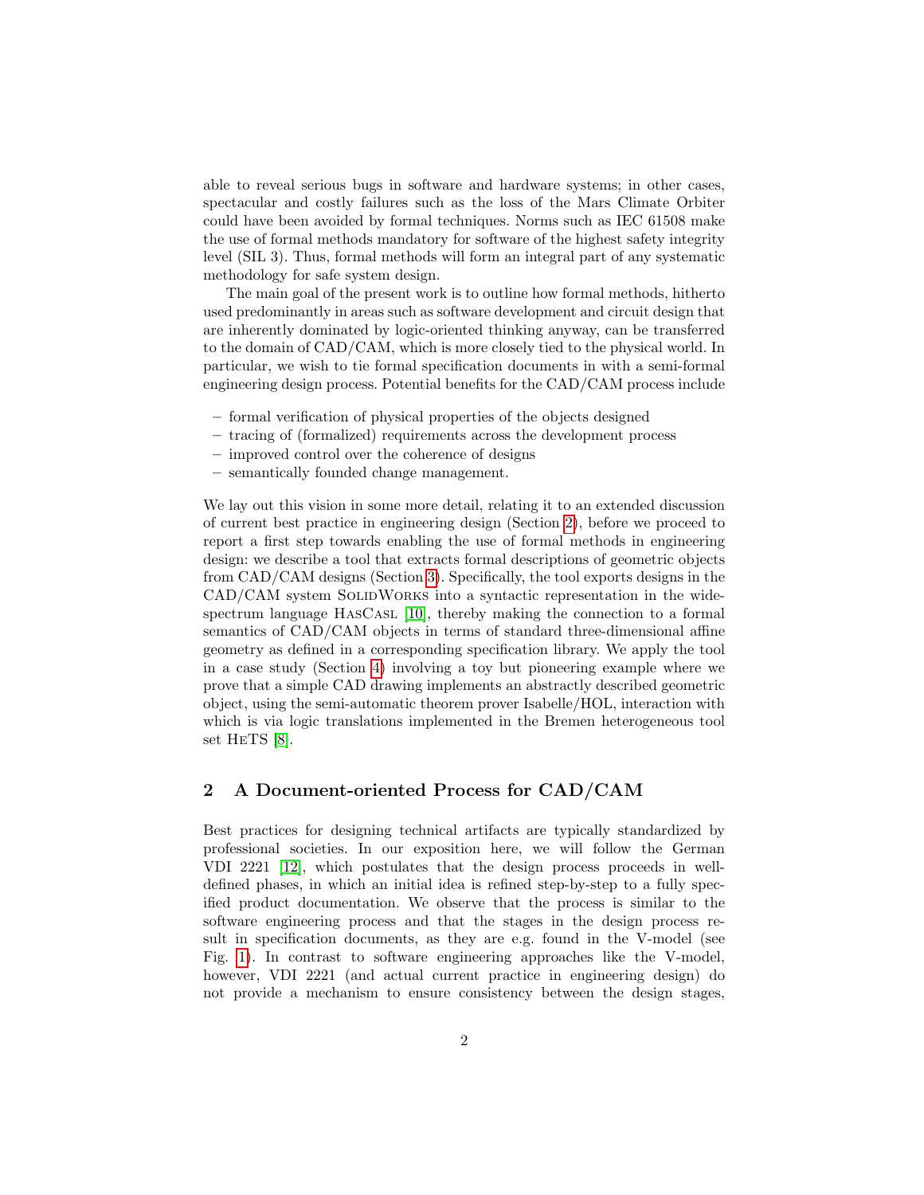able to reveal serious bugs in software and hardware systems; in other cases, spectacular and costly failures such as the loss of the Mars Climate Orbiter could have been avoided by formal techniques. Norms such as IEC 61508 make the use of formal methods mandatory for software of the highest safety integrity level (SIL 3). Thus, formal methods will form an integral part of any systematic methodology for safe system design.

The main goal of the present work is to outline how formal methods, hitherto used predominantly in areas such as software development and circuit design that are inherently dominated by logic-oriented thinking anyway, can be transferred to the domain of CAD/CAM, which is more closely tied to the physical world. In particular, we wish to tie formal specification documents in with a semi-formal engineering design process. Potential benefits for the CAD/CAM process include

- formal verification of physical properties of the objects designed
- tracing of (formalized) requirements across the development process
- improved control over the coherence of designs
- semantically founded change management.

We lay out this vision in some more detail, relating it to an extended discussion of current best practice in engineering design (Section 2), before we proceed to report a first step towards enabling the use of formal methods in engineering design: we describe a tool that extracts formal descriptions of geometric objects from CAD/CAM designs (Section 3). Specifically, the tool exports designs in the CAD/CAM system SolidWorks into a syntactic representation in the wide-spectrum language HasCasl [10], thereby making the connection to a formal semantics of CAD/CAM objects in terms of standard three-dimensional affine geometry as defined in a corresponding specification library. We apply the tool in a case study (Section 4) involving a toy but pioneering example where we prove that a simple CAD drawing implements an abstractly described geometric object, using the semi-automatic theorem prover Isabelle/HOL, interaction with which is via logic translations implemented in the Bremen heterogeneous tool set HeTS [8].

## 2 A Document-oriented Process for CAD/CAM

Best practices for designing technical artifacts are typically standardized by professional societies. In our exposition here, we will follow the German VDI 2221 [12], which postulates that the design process proceeds in well-defined phases, in which an initial idea is refined step-by-step to a fully specified product documentation. We observe that the process is similar to the software engineering process and that the stages in the design process result in specification documents, as they are e.g. found in the V-model (see Fig. 1). In contrast to software engineering approaches like the V-model, however, VDI 2221 (and actual current practice in engineering design) do not provide a mechanism to ensure consistency between the design stages,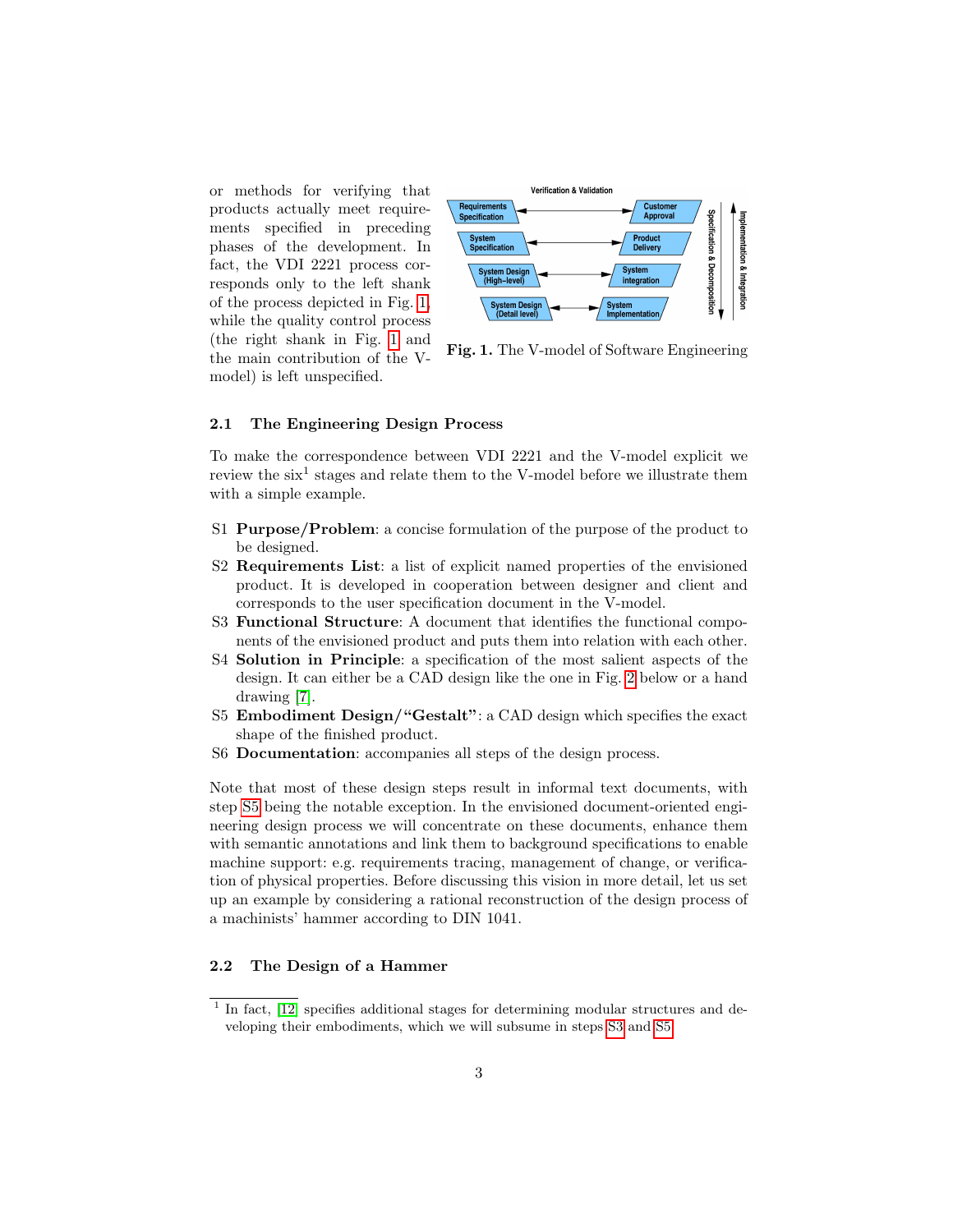or methods for verifying that products actually meet requirements specified in preceding phases of the development. In fact, the VDI 2221 process corresponds only to the left shank of the process depicted in Fig. 1, while the quality control process (the right shank in Fig. 1 and the main contribution of the V-model) is left unspecified.

**Fig. 1.** The V-model of Software Engineering

### 2.1 The Engineering Design Process

To make the correspondence between VDI 2221 and the V-model explicit we review the six[1] stages and relate them to the V-model before we illustrate them with a simple example.

- S1 **Purpose/Problem**: a concise formulation of the purpose of the product to be designed.
- S2 **Requirements List**: a list of explicit named properties of the envisioned product. It is developed in cooperation between designer and client and corresponds to the user specification document in the V-model.
- S3 **Functional Structure**: A document that identifies the functional components of the envisioned product and puts them into relation with each other.
- S4 **Solution in Principle**: a specification of the most salient aspects of the design. It can either be a CAD design like the one in Fig. 2 below or a hand drawing [7].
- S5 **Embodiment Design/"Gestalt"**: a CAD design which specifies the exact shape of the finished product.
- S6 **Documentation**: accompanies all steps of the design process.

Note that most of these design steps result in informal text documents, with step S5 being the notable exception. In the envisioned document-oriented engineering design process we will concentrate on these documents, enhance them with semantic annotations and link them to background specifications to enable machine support: e.g. requirements tracing, management of change, or verification of physical properties. Before discussing this vision in more detail, let us set up an example by considering a rational reconstruction of the design process of a machinists' hammer according to DIN 1041.

### 2.2 The Design of a Hammer

[1] In fact, [12] specifies additional stages for determining modular structures and developing their embodiments, which we will subsume in steps S3 and S5.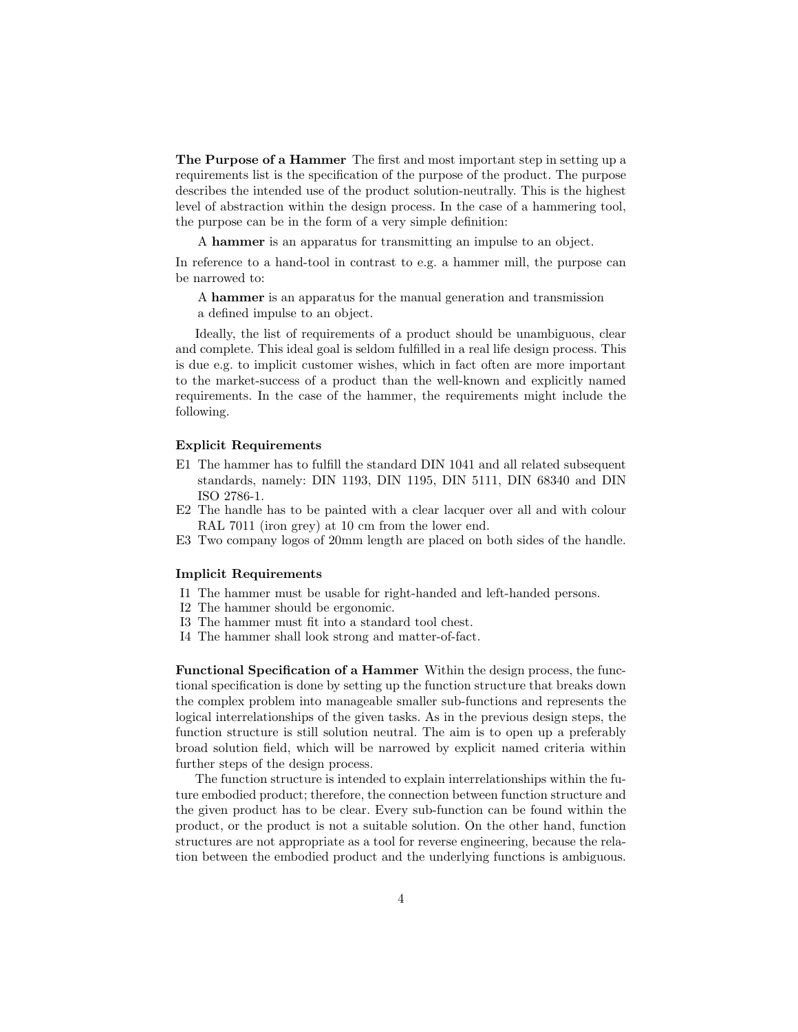**The Purpose of a Hammer** The first and most important step in setting up a requirements list is the specification of the purpose of the product. The purpose describes the intended use of the product solution-neutrally. This is the highest level of abstraction within the design process. In the case of a hammering tool, the purpose can be in the form of a very simple definition:

> A **hammer** is an apparatus for transmitting an impulse to an object.

In reference to a hand-tool in contrast to e.g. a hammer mill, the purpose can be narrowed to:

> A **hammer** is an apparatus for the manual generation and transmission a defined impulse to an object.

Ideally, the list of requirements of a product should be unambiguous, clear and complete. This ideal goal is seldom fulfilled in a real life design process. This is due e.g. to implicit customer wishes, which in fact often are more important to the market-success of a product than the well-known and explicitly named requirements. In the case of the hammer, the requirements might include the following.

#### Explicit Requirements

- E1 The hammer has to fulfill the standard DIN 1041 and all related subsequent standards, namely: DIN 1193, DIN 1195, DIN 5111, DIN 68340 and DIN ISO 2786-1.
- E2 The handle has to be painted with a clear lacquer over all and with colour RAL 7011 (iron grey) at 10 cm from the lower end.
- E3 Two company logos of 20mm length are placed on both sides of the handle.

#### Implicit Requirements

- I1 The hammer must be usable for right-handed and left-handed persons.
- I2 The hammer should be ergonomic.
- I3 The hammer must fit into a standard tool chest.
- I4 The hammer shall look strong and matter-of-fact.

**Functional Specification of a Hammer** Within the design process, the functional specification is done by setting up the function structure that breaks down the complex problem into manageable smaller sub-functions and represents the logical interrelationships of the given tasks. As in the previous design steps, the function structure is still solution neutral. The aim is to open up a preferably broad solution field, which will be narrowed by explicit named criteria within further steps of the design process.

The function structure is intended to explain interrelationships within the future embodied product; therefore, the connection between function structure and the given product has to be clear. Every sub-function can be found within the product, or the product is not a suitable solution. On the other hand, function structures are not appropriate as a tool for reverse engineering, because the relation between the embodied product and the underlying functions is ambiguous.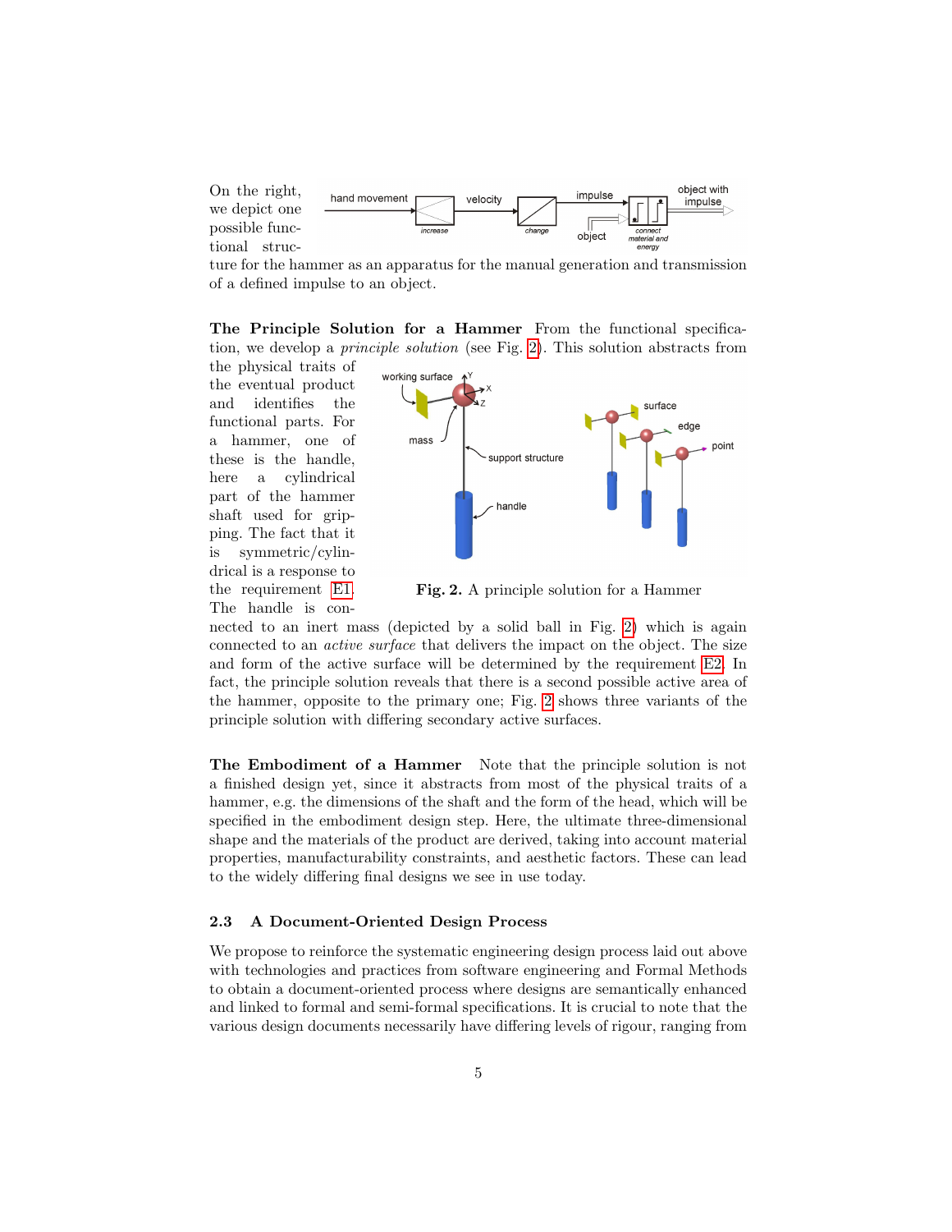On the right, we depict one possible functional structure for the hammer as an apparatus for the manual generation and transmission of a defined impulse to an object.

**The Principle Solution for a Hammer** From the functional specification, we develop a *principle solution* (see Fig. 2). This solution abstracts from the physical traits of the eventual product and identifies the functional parts. For a hammer, one of these is the handle, here a cylindrical part of the hammer shaft used for gripping. The fact that it is symmetric/cylindrical is a response to the requirement E1. The handle is connected to an inert mass (depicted by a solid ball in Fig. 2) which is again connected to an *active surface* that delivers the impact on the object. The size and form of the active surface will be determined by the requirement E2. In fact, the principle solution reveals that there is a second possible active area of the hammer, opposite to the primary one; Fig. 2 shows three variants of the principle solution with differing secondary active surfaces.

**Fig. 2.** A principle solution for a Hammer

**The Embodiment of a Hammer** Note that the principle solution is not a finished design yet, since it abstracts from most of the physical traits of a hammer, e.g. the dimensions of the shaft and the form of the head, which will be specified in the embodiment design step. Here, the ultimate three-dimensional shape and the materials of the product are derived, taking into account material properties, manufacturability constraints, and aesthetic factors. These can lead to the widely differing final designs we see in use today.

### 2.3 A Document-Oriented Design Process

We propose to reinforce the systematic engineering design process laid out above with technologies and practices from software engineering and Formal Methods to obtain a document-oriented process where designs are semantically enhanced and linked to formal and semi-formal specifications. It is crucial to note that the various design documents necessarily have differing levels of rigour, ranging from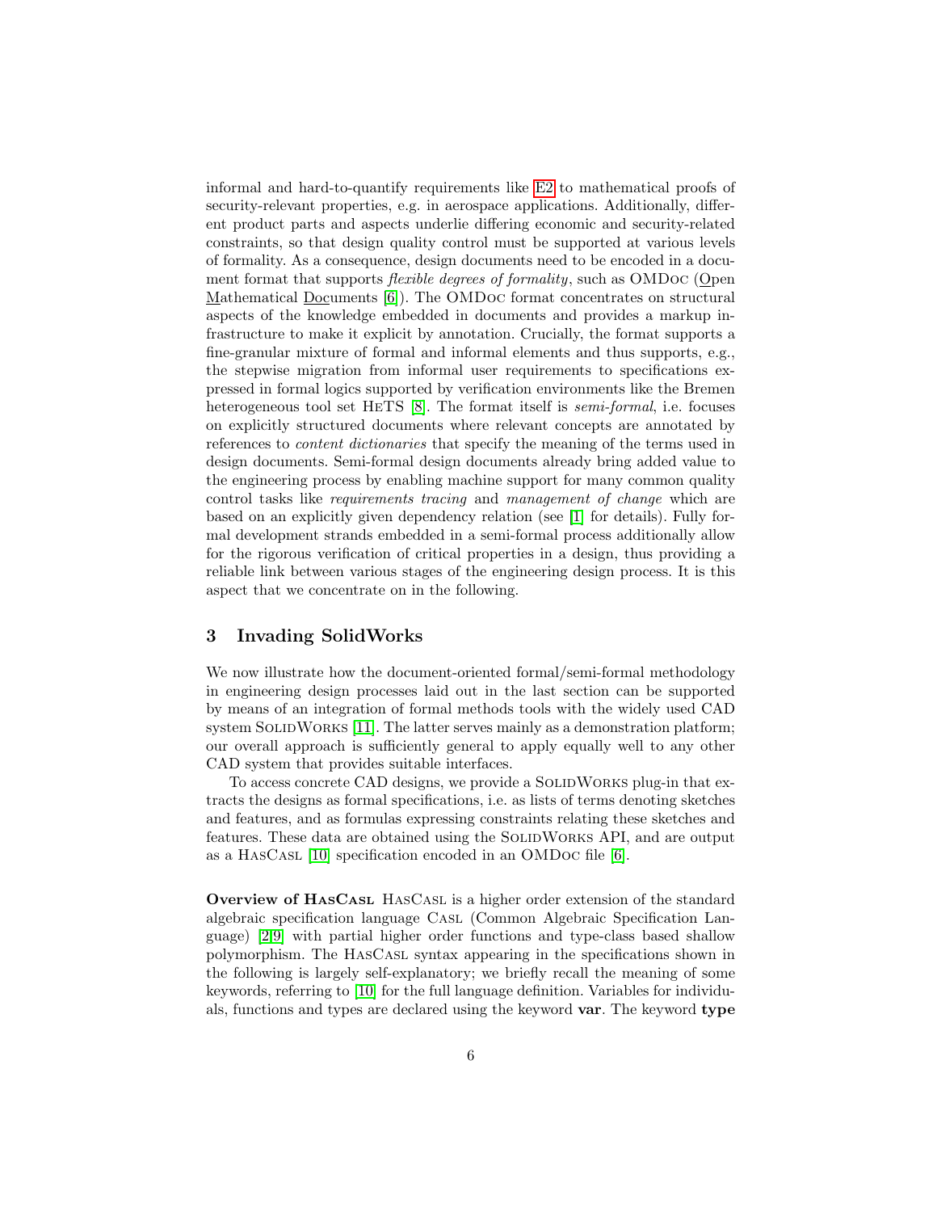informal and hard-to-quantify requirements like E2 to mathematical proofs of security-relevant properties, e.g. in aerospace applications. Additionally, different product parts and aspects underlie differing economic and security-related constraints, so that design quality control must be supported at various levels of formality. As a consequence, design documents need to be encoded in a document format that supports *flexible degrees of formality*, such as OMDoc (Open Mathematical Documents [6]). The OMDoc format concentrates on structural aspects of the knowledge embedded in documents and provides a markup infrastructure to make it explicit by annotation. Crucially, the format supports a fine-granular mixture of formal and informal elements and thus supports, e.g., the stepwise migration from informal user requirements to specifications expressed in formal logics supported by verification environments like the Bremen heterogeneous tool set HeTS [8]. The format itself is *semi-formal*, i.e. focuses on explicitly structured documents where relevant concepts are annotated by references to *content dictionaries* that specify the meaning of the terms used in design documents. Semi-formal design documents already bring added value to the engineering process by enabling machine support for many common quality control tasks like *requirements tracing* and *management of change* which are based on an explicitly given dependency relation (see [1] for details). Fully formal development strands embedded in a semi-formal process additionally allow for the rigorous verification of critical properties in a design, thus providing a reliable link between various stages of the engineering design process. It is this aspect that we concentrate on in the following.

## 3 Invading SolidWorks

We now illustrate how the document-oriented formal/semi-formal methodology in engineering design processes laid out in the last section can be supported by means of an integration of formal methods tools with the widely used CAD system SolidWorks [11]. The latter serves mainly as a demonstration platform; our overall approach is sufficiently general to apply equally well to any other CAD system that provides suitable interfaces.

To access concrete CAD designs, we provide a SolidWorks plug-in that extracts the designs as formal specifications, i.e. as lists of terms denoting sketches and features, and as formulas expressing constraints relating these sketches and features. These data are obtained using the SolidWorks API, and are output as a HasCasl [10] specification encoded in an OMDoc file [6].

**Overview of HasCasl** HasCasl is a higher order extension of the standard algebraic specification language Casl (Common Algebraic Specification Language) [2,9] with partial higher order functions and type-class based shallow polymorphism. The HasCasl syntax appearing in the specifications shown in the following is largely self-explanatory; we briefly recall the meaning of some keywords, referring to [10] for the full language definition. Variables for individuals, functions and types are declared using the keyword **var**. The keyword **type**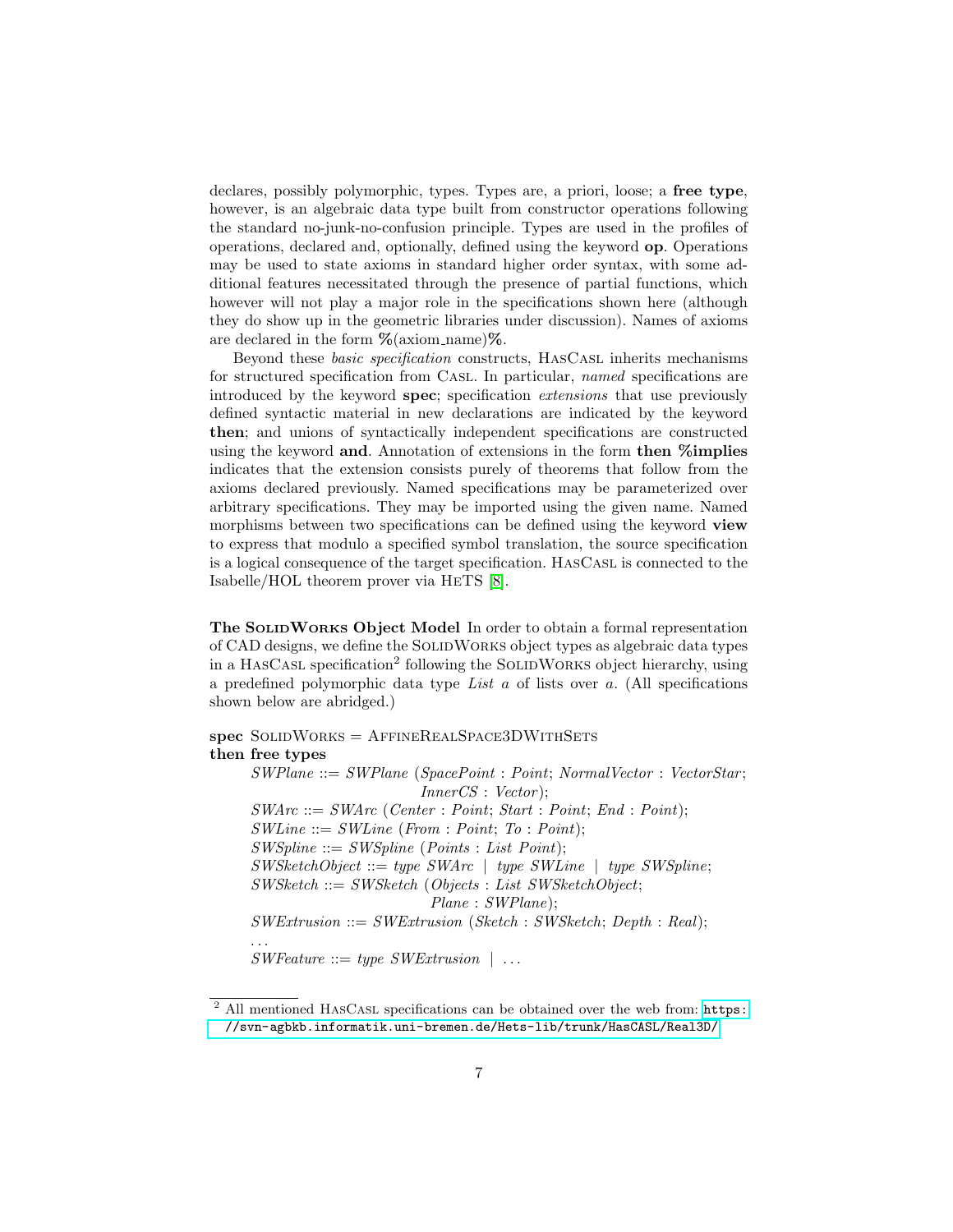declares, possibly polymorphic, types. Types are, a priori, loose; a **free type**, however, is an algebraic data type built from constructor operations following the standard no-junk-no-confusion principle. Types are used in the profiles of operations, declared and, optionally, defined using the keyword **op**. Operations may be used to state axioms in standard higher order syntax, with some additional features necessitated through the presence of partial functions, which however will not play a major role in the specifications shown here (although they do show up in the geometric libraries under discussion). Names of axioms are declared in the form **%**(axiom_name)**%**.

Beyond these *basic specification* constructs, HasCasl inherits mechanisms for structured specification from Casl. In particular, *named* specifications are introduced by the keyword **spec**; specification *extensions* that use previously defined syntactic material in new declarations are indicated by the keyword **then**; and unions of syntactically independent specifications are constructed using the keyword **and**. Annotation of extensions in the form **then %implies** indicates that the extension consists purely of theorems that follow from the axioms declared previously. Named specifications may be parameterized over arbitrary specifications. They may be imported using the given name. Named morphisms between two specifications can be defined using the keyword **view** to express that modulo a specified symbol translation, the source specification is a logical consequence of the target specification. HasCasl is connected to the Isabelle/HOL theorem prover via Hets [8].

**The SolidWorks Object Model** In order to obtain a formal representation of CAD designs, we define the SolidWorks object types as algebraic data types in a HasCasl specification[2] following the SolidWorks object hierarchy, using a predefined polymorphic data type *List a* of lists over *a*. (All specifications shown below are abridged.)

**spec** SolidWorks = AffineRealSpace3DWithSets
**then free types**

```
    SWPlane ::= SWPlane (SpacePoint : Point; NormalVector : VectorStar;
                          InnerCS : Vector);
    SWArc ::= SWArc (Center : Point; Start : Point; End : Point);
    SWLine ::= SWLine (From : Point; To : Point);
    SWSpline ::= SWSpline (Points : List Point);
    SWSketchObject ::= type SWArc | type SWLine | type SWSpline;
    SWSketch ::= SWSketch (Objects : List SWSketchObject;
                            Plane : SWPlane);
    SWExtrusion ::= SWExtrusion (Sketch : SWSketch; Depth : Real);
    ...
    SWFeature ::= type SWExtrusion | ...
```

[2] All mentioned HasCasl specifications can be obtained over the web from: https://svn-agbkb.informatik.uni-bremen.de/Hets-lib/trunk/HasCASL/Real3D/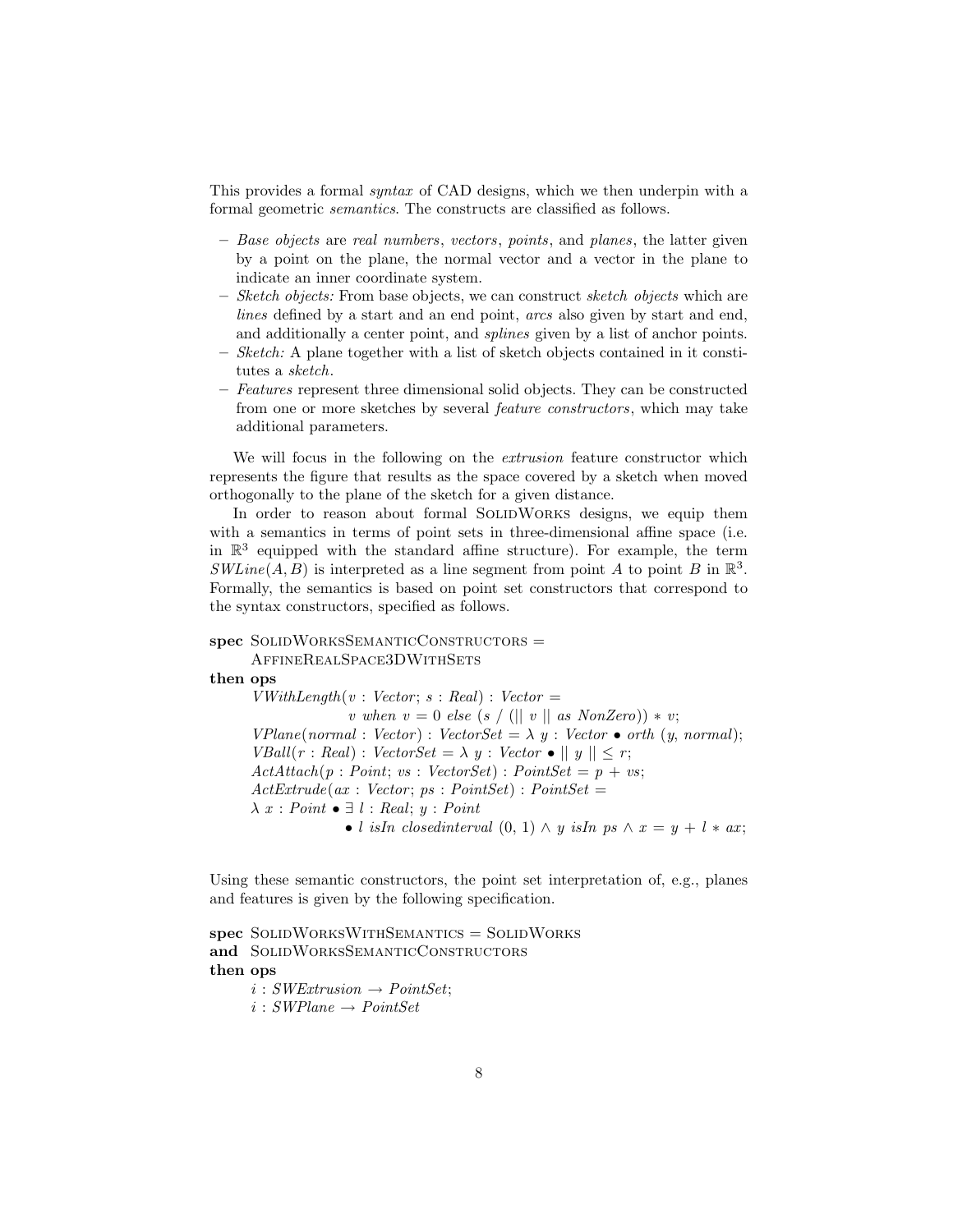This provides a formal *syntax* of CAD designs, which we then underpin with a formal geometric *semantics*. The constructs are classified as follows.

- *Base objects* are *real numbers*, *vectors*, *points*, and *planes*, the latter given by a point on the plane, the normal vector and a vector in the plane to indicate an inner coordinate system.
- *Sketch objects:* From base objects, we can construct *sketch objects* which are *lines* defined by a start and an end point, *arcs* also given by start and end, and additionally a center point, and *splines* given by a list of anchor points.
- *Sketch:* A plane together with a list of sketch objects contained in it constitutes a *sketch*.
- *Features* represent three dimensional solid objects. They can be constructed from one or more sketches by several *feature constructors*, which may take additional parameters.

We will focus in the following on the *extrusion* feature constructor which represents the figure that results as the space covered by a sketch when moved orthogonally to the plane of the sketch for a given distance.

In order to reason about formal SolidWorks designs, we equip them with a semantics in terms of point sets in three-dimensional affine space (i.e. in $\mathbb{R}^3$ equipped with the standard affine structure). For example, the term $SWLine(A, B)$ is interpreted as a line segment from point $A$ to point $B$ in $\mathbb{R}^3$. Formally, the semantics is based on point set constructors that correspond to the syntax constructors, specified as follows.

```
spec SolidWorksSemanticConstructors =
     AffineRealSpace3DWithSets
then ops
     VWithLength(v : Vector; s : Real) : Vector =
                 v when v = 0 else (s / (|| v || as NonZero)) * v;
     VPlane(normal : Vector) : VectorSet = λ y : Vector • orth (y, normal);
     VBall(r : Real) : VectorSet = λ y : Vector • || y || ≤ r;
     ActAttach(p : Point; vs : VectorSet) : PointSet = p + vs;
     ActExtrude(ax : Vector; ps : PointSet) : PointSet =
     λ x : Point • ∃ l : Real; y : Point
                 • l isIn closedinterval (0, 1) ∧ y isIn ps ∧ x = y + l * ax;
```

Using these semantic constructors, the point set interpretation of, e.g., planes and features is given by the following specification.

```
spec SolidWorksWithSemantics = SolidWorks
and  SolidWorksSemanticConstructors
then ops
     i : SWExtrusion → PointSet;
     i : SWPlane → PointSet
```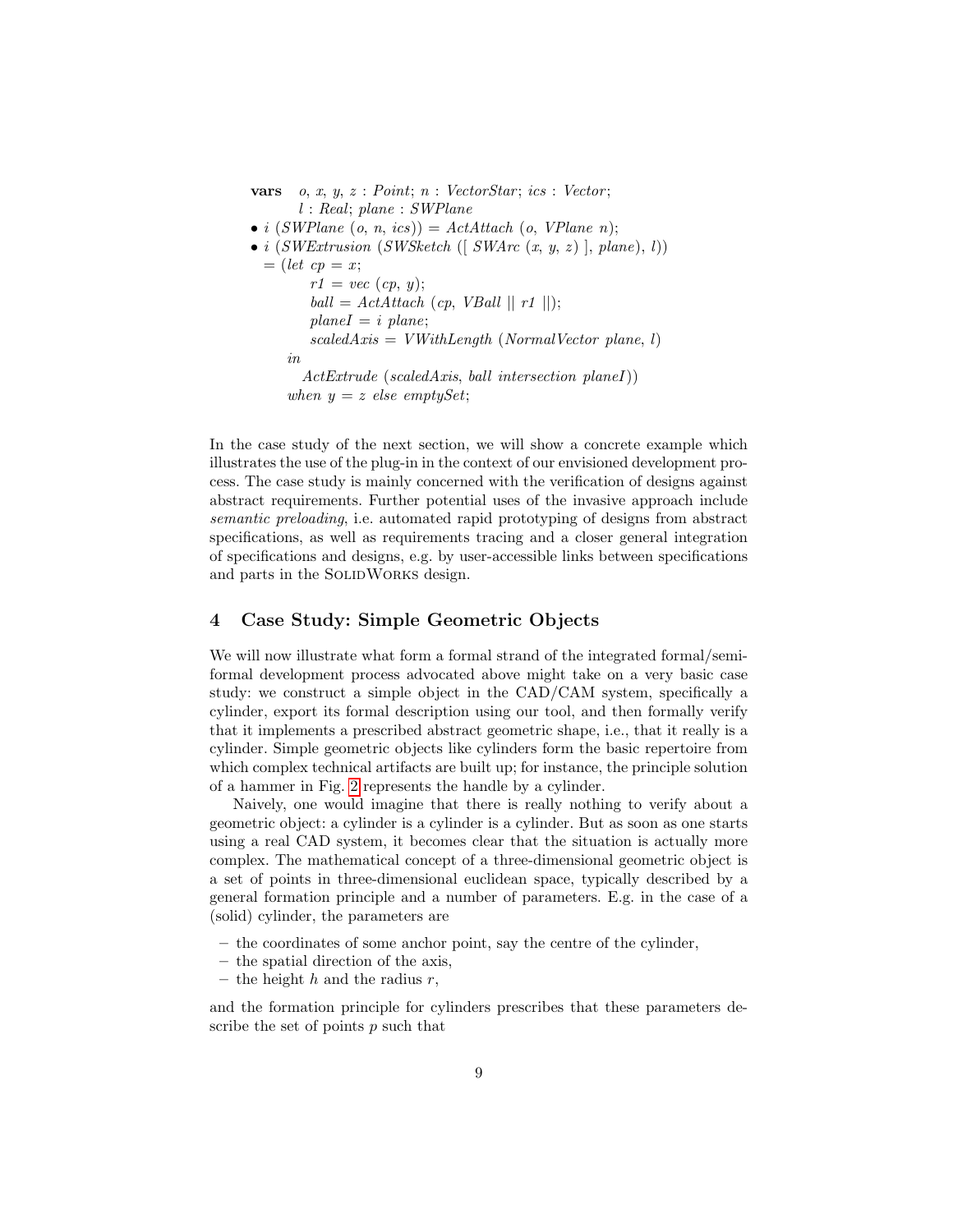```
vars  o, x, y, z : Point; n : VectorStar; ics : Vector;
      l : Real; plane : SWPlane
• i (SWPlane (o, n, ics)) = ActAttach (o, VPlane n);
• i (SWExtrusion (SWSketch ([ SWArc (x, y, z) ], plane), l))
  = (let cp = x;
         r1 = vec (cp, y);
         ball = ActAttach (cp, VBall || r1 ||);
         planeI = i plane;
         scaledAxis = VWithLength (NormalVector plane, l)
     in
       ActExtrude (scaledAxis, ball intersection planeI))
     when y = z else emptySet;
```

In the case study of the next section, we will show a concrete example which illustrates the use of the plug-in in the context of our envisioned development process. The case study is mainly concerned with the verification of designs against abstract requirements. Further potential uses of the invasive approach include *semantic preloading*, i.e. automated rapid prototyping of designs from abstract specifications, as well as requirements tracing and a closer general integration of specifications and designs, e.g. by user-accessible links between specifications and parts in the SolidWorks design.

## 4 Case Study: Simple Geometric Objects

We will now illustrate what form a formal strand of the integrated formal/semi-formal development process advocated above might take on a very basic case study: we construct a simple object in the CAD/CAM system, specifically a cylinder, export its formal description using our tool, and then formally verify that it implements a prescribed abstract geometric shape, i.e., that it really is a cylinder. Simple geometric objects like cylinders form the basic repertoire from which complex technical artifacts are built up; for instance, the principle solution of a hammer in Fig. 2 represents the handle by a cylinder.

Naively, one would imagine that there is really nothing to verify about a geometric object: a cylinder is a cylinder is a cylinder. But as soon as one starts using a real CAD system, it becomes clear that the situation is actually more complex. The mathematical concept of a three-dimensional geometric object is a set of points in three-dimensional euclidean space, typically described by a general formation principle and a number of parameters. E.g. in the case of a (solid) cylinder, the parameters are

– the coordinates of some anchor point, say the centre of the cylinder,
– the spatial direction of the axis,
– the height $h$ and the radius $r$,

and the formation principle for cylinders prescribes that these parameters describe the set of points $p$ such that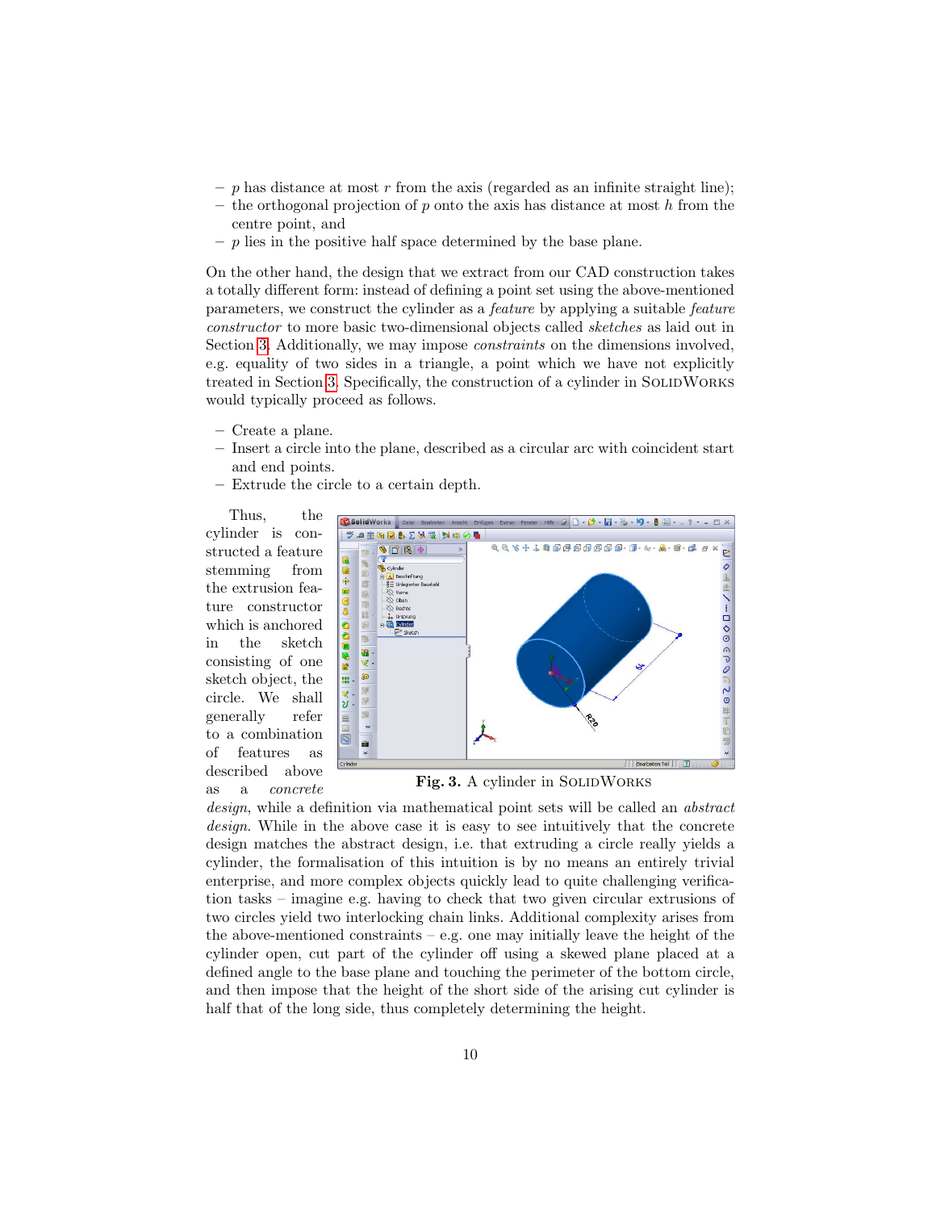– $p$ has distance at most $r$ from the axis (regarded as an infinite straight line);
– the orthogonal projection of $p$ onto the axis has distance at most $h$ from the centre point, and
– $p$ lies in the positive half space determined by the base plane.

On the other hand, the design that we extract from our CAD construction takes a totally different form: instead of defining a point set using the above-mentioned parameters, we construct the cylinder as a *feature* by applying a suitable *feature constructor* to more basic two-dimensional objects called *sketches* as laid out in Section 3. Additionally, we may impose *constraints* on the dimensions involved, e.g. equality of two sides in a triangle, a point which we have not explicitly treated in Section 3. Specifically, the construction of a cylinder in SolidWorks would typically proceed as follows.

– Create a plane.
– Insert a circle into the plane, described as a circular arc with coincident start and end points.
– Extrude the circle to a certain depth.

Thus, the cylinder is constructed a feature stemming from the extrusion feature constructor which is anchored in the sketch consisting of one sketch object, the circle. We shall generally refer to a combination of features as described above as a *concrete design*, while a definition via mathematical point sets will be called an *abstract design*. While in the above case it is easy to see intuitively that the concrete design matches the abstract design, i.e. that extruding a circle really yields a cylinder, the formalisation of this intuition is by no means an entirely trivial enterprise, and more complex objects quickly lead to quite challenging verification tasks – imagine e.g. having to check that two given circular extrusions of two circles yield two interlocking chain links. Additional complexity arises from the above-mentioned constraints – e.g. one may initially leave the height of the cylinder open, cut part of the cylinder off using a skewed plane placed at a defined angle to the base plane and touching the perimeter of the bottom circle, and then impose that the height of the short side of the arising cut cylinder is half that of the long side, thus completely determining the height.

**Fig. 3.** A cylinder in SolidWorks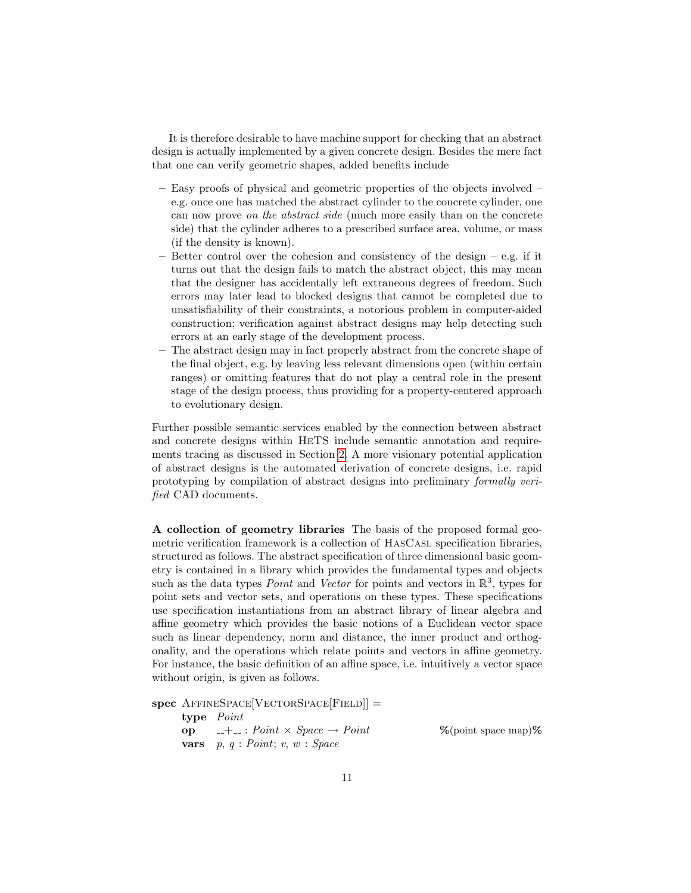It is therefore desirable to have machine support for checking that an abstract design is actually implemented by a given concrete design. Besides the mere fact that one can verify geometric shapes, added benefits include

- Easy proofs of physical and geometric properties of the objects involved – e.g. once one has matched the abstract cylinder to the concrete cylinder, one can now prove *on the abstract side* (much more easily than on the concrete side) that the cylinder adheres to a prescribed surface area, volume, or mass (if the density is known).
- Better control over the cohesion and consistency of the design – e.g. if it turns out that the design fails to match the abstract object, this may mean that the designer has accidentally left extraneous degrees of freedom. Such errors may later lead to blocked designs that cannot be completed due to unsatisfiability of their constraints, a notorious problem in computer-aided construction; verification against abstract designs may help detecting such errors at an early stage of the development process.
- The abstract design may in fact properly abstract from the concrete shape of the final object, e.g. by leaving less relevant dimensions open (within certain ranges) or omitting features that do not play a central role in the present stage of the design process, thus providing for a property-centered approach to evolutionary design.

Further possible semantic services enabled by the connection between abstract and concrete designs within HeTS include semantic annotation and requirements tracing as discussed in Section 2. A more visionary potential application of abstract designs is the automated derivation of concrete designs, i.e. rapid prototyping by compilation of abstract designs into preliminary *formally verified* CAD documents.

**A collection of geometry libraries** The basis of the proposed formal geometric verification framework is a collection of HasCasl specification libraries, structured as follows. The abstract specification of three dimensional basic geometry is contained in a library which provides the fundamental types and objects such as the data types *Point* and *Vector* for points and vectors in $\mathbb{R}^3$, types for point sets and vector sets, and operations on these types. These specifications use specification instantiations from an abstract library of linear algebra and affine geometry which provides the basic notions of a Euclidean vector space such as linear dependency, norm and distance, the inner product and orthogonality, and the operations which relate points and vectors in affine geometry. For instance, the basic definition of an affine space, i.e. intuitively a vector space without origin, is given as follows.

```
spec AffineSpace[VectorSpace[Field]] =
     type Point
     op   __+__ : Point × Space → Point                %(point space map)%
     vars p, q : Point; v, w : Space
```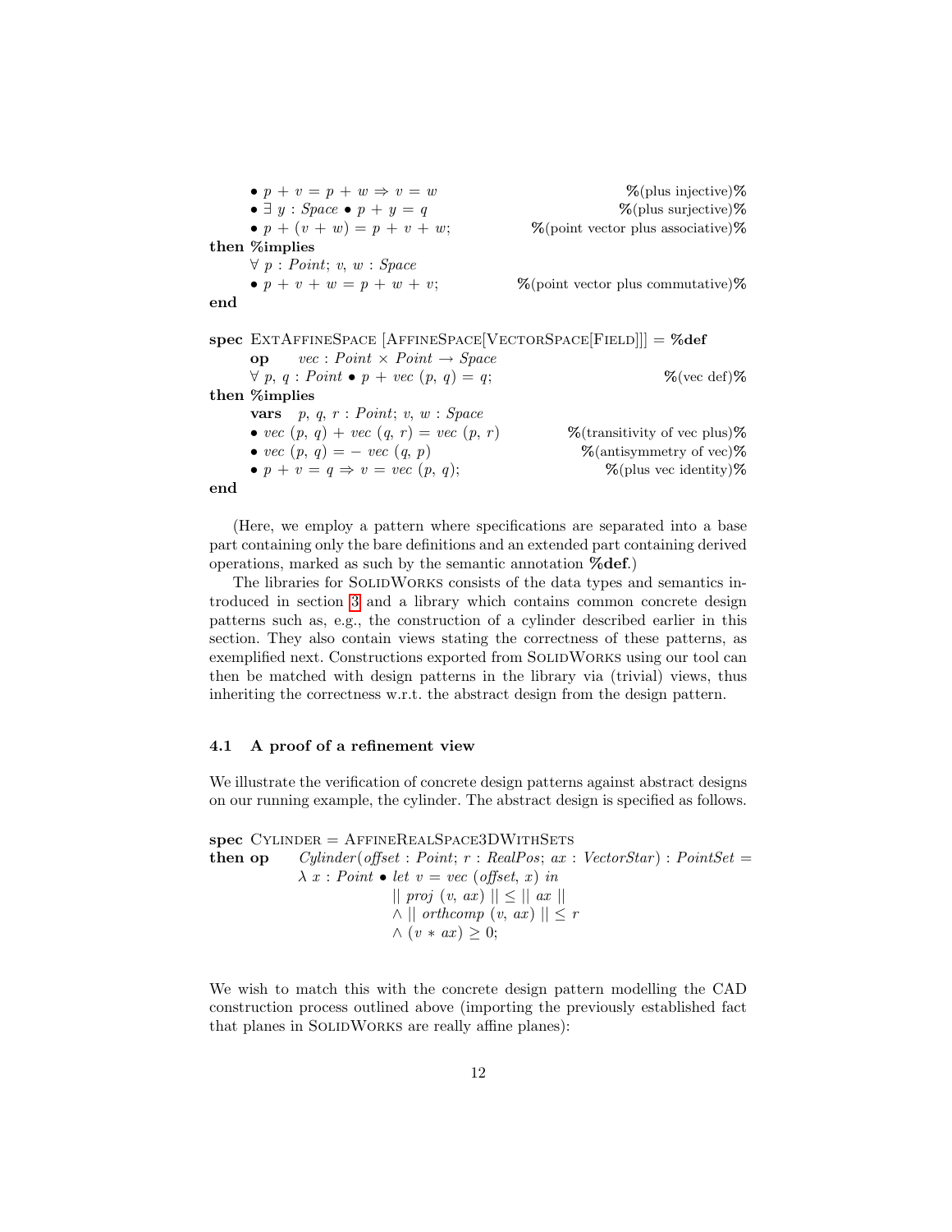```
    • p + v = p + w ⇒ v = w                          %(plus injective)%
    • ∃ y : Space • p + y = q                         %(plus surjective)%
    • p + (v + w) = p + v + w;              %(point vector plus associative)%
then %implies
    ∀ p : Point; v, w : Space
    • p + v + w = p + w + v;               %(point vector plus commutative)%
end

spec ExtAffineSpace [AffineSpace[VectorSpace[Field]]] = %def
    op    vec : Point × Point → Space
    ∀ p, q : Point • p + vec (p, q) = q;                        %(vec def)%
then %implies
    vars  p, q, r : Point; v, w : Space
    • vec (p, q) + vec (q, r) = vec (p, r)        %(transitivity of vec plus)%
    • vec (p, q) = − vec (q, p)                     %(antisymmetry of vec)%
    • p + v = q ⇒ v = vec (p, q);                     %(plus vec identity)%
end
```

(Here, we employ a pattern where specifications are separated into a base part containing only the bare definitions and an extended part containing derived operations, marked as such by the semantic annotation **%def**.)

The libraries for SolidWorks consists of the data types and semantics introduced in section 3 and a library which contains common concrete design patterns such as, e.g., the construction of a cylinder described earlier in this section. They also contain views stating the correctness of these patterns, as exemplified next. Constructions exported from SolidWorks using our tool can then be matched with design patterns in the library via (trivial) views, thus inheriting the correctness w.r.t. the abstract design from the design pattern.

### 4.1 A proof of a refinement view

We illustrate the verification of concrete design patterns against abstract designs on our running example, the cylinder. The abstract design is specified as follows.

```
spec Cylinder = AffineRealSpace3DWithSets
then op    Cylinder(offset : Point; r : RealPos; ax : VectorStar) : PointSet =
           λ x : Point • let v = vec (offset, x) in
                          || proj (v, ax) || ≤ || ax ||
                          ∧ || orthcomp (v, ax) || ≤ r
                          ∧ (v ∗ ax) ≥ 0;
```

We wish to match this with the concrete design pattern modelling the CAD construction process outlined above (importing the previously established fact that planes in SolidWorks are really affine planes):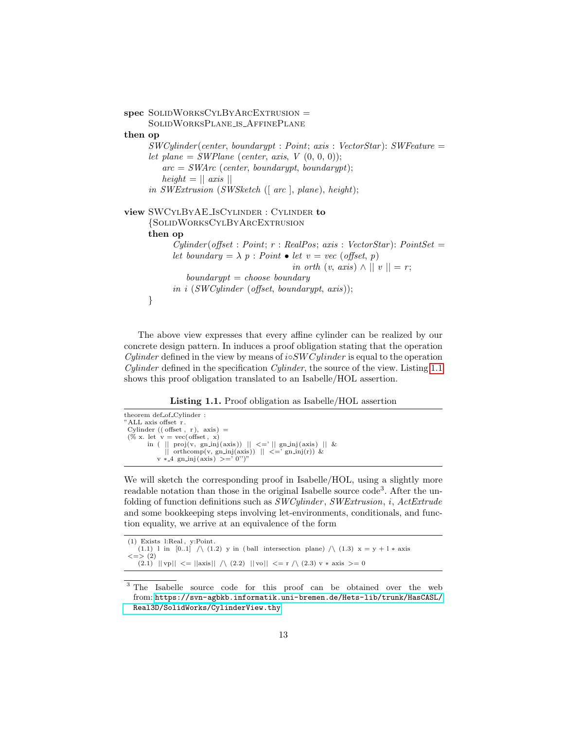**spec** SolidWorksCylByArcExtrusion =
  SolidWorksPlane_is_AffinePlane
**then op**
  *SWCylinder*(*center*, *boundarypt* : *Point*; *axis* : *VectorStar*): *SWFeature* =
  *let plane* = *SWPlane* (*center*, *axis*, *V* (0, 0, 0));
    *arc* = *SWArc* (*center*, *boundarypt*, *boundarypt*);
    *height* = || *axis* ||
  *in SWExtrusion* (*SWSketch* ([ *arc* ], *plane*), *height*);

**view** SWCylByAE_IsCylinder : Cylinder **to**
  {SolidWorksCylByArcExtrusion
  **then op**
    *Cylinder*(*offset* : *Point*; *r* : *RealPos*; *axis* : *VectorStar*): *PointSet* =
    *let boundary* = λ *p* : *Point* • *let v* = *vec* (*offset*, *p*)
                *in orth* (*v*, *axis*) ∧ || *v* || = *r*;
      *boundarypt* = *choose boundary*
    *in i* (*SWCylinder* (*offset*, *boundarypt*, *axis*));
  }

The above view expresses that every affine cylinder can be realized by our concrete design pattern. In induces a proof obligation stating that the operation *Cylinder* defined in the view by means of $i \circ SWCylinder$ is equal to the operation *Cylinder* defined in the specification *Cylinder*, the source of the view. Listing 1.1 shows this proof obligation translated to an Isabelle/HOL assertion.

**Listing 1.1.** Proof obligation as Isabelle/HOL assertion

```
theorem def_of_Cylinder :
"ALL axis offset r.
 Cylinder ((offset, r), axis) =
 (% x. let v = vec(offset, x)
       in ( || proj(v, gn_inj(axis)) || <=' || gn_inj(axis) || &
            || orthcomp(v, gn_inj(axis)) || <=' gn_inj(r)) &
          v *_4 gn_inj(axis) >=' 0'')"
```

We will sketch the corresponding proof in Isabelle/HOL, using a slightly more readable notation than those in the original Isabelle source code[3]. After the unfolding of function definitions such as *SWCylinder*, *SWExtrusion*, *i*, *ActExtrude* and some bookkeeping steps involving let-environments, conditionals, and function equality, we arrive at an equivalence of the form

```
(1) Exists l:Real, y:Point.
    (1.1) l in [0..1] /\ (1.2) y in (ball intersection plane) /\ (1.3) x = y + l * axis
<=> (2)
    (2.1) ||vp|| <= ||axis|| /\ (2.2) ||vo|| <= r /\ (2.3) v * axis >= 0
```

[3] The Isabelle source code for this proof can be obtained over the web from: https://svn-agbkb.informatik.uni-bremen.de/Hets-lib/trunk/HasCASL/Real3D/SolidWorks/CylinderView.thy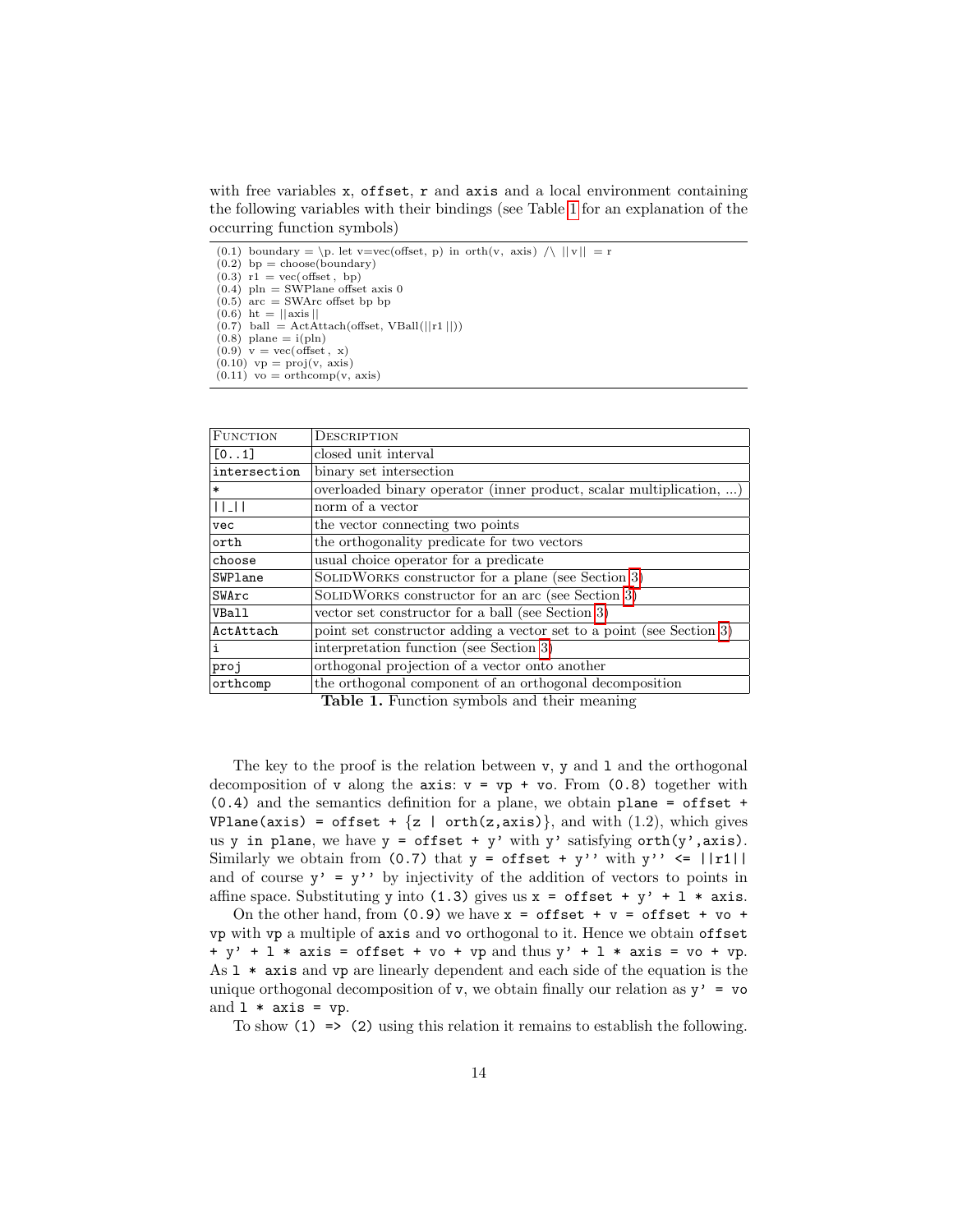with free variables x, offset, r and axis and a local environment containing the following variables with their bindings (see Table 1 for an explanation of the occurring function symbols)

```
(0.1)  boundary = \p. let v=vec(offset, p) in orth(v, axis) /\ ||v|| = r
(0.2)  bp = choose(boundary)
(0.3)  r1 = vec(offset, bp)
(0.4)  pln = SWPlane offset axis 0
(0.5)  arc = SWArc offset bp bp
(0.6)  ht = ||axis||
(0.7)  ball = ActAttach(offset, VBall(||r1||))
(0.8)  plane = i(pln)
(0.9)  v = vec(offset, x)
(0.10) vp = proj(v, axis)
(0.11) vo = orthcomp(v, axis)
```

| Function | Description |
|---|---|
| `[0..1]` | closed unit interval |
| `intersection` | binary set intersection |
| `*` | overloaded binary operator (inner product, scalar multiplication, ...) |
| `||_||` | norm of a vector |
| `vec` | the vector connecting two points |
| `orth` | the orthogonality predicate for two vectors |
| `choose` | usual choice operator for a predicate |
| `SWPlane` | SolidWorks constructor for a plane (see Section 3) |
| `SWArc` | SolidWorks constructor for an arc (see Section 3) |
| `VBall` | vector set constructor for a ball (see Section 3) |
| `ActAttach` | point set constructor adding a vector set to a point (see Section 3) |
| `i` | interpretation function (see Section 3) |
| `proj` | orthogonal projection of a vector onto another |
| `orthcomp` | the orthogonal component of an orthogonal decomposition |

**Table 1.** Function symbols and their meaning

The key to the proof is the relation between `v`, `y` and `l` and the orthogonal decomposition of `v` along the `axis`: `v = vp + vo`. From `(0.8)` together with `(0.4)` and the semantics definition for a plane, we obtain `plane = offset + VPlane(axis) = offset + {z | orth(z,axis)}`, and with (1.2), which gives us `y in plane`, we have `y = offset + y'` with `y'` satisfying `orth(y',axis)`. Similarly we obtain from `(0.7)` that `y = offset + y''` with `y'' <= ||r1||` and of course `y' = y''` by injectivity of the addition of vectors to points in affine space. Substituting `y` into `(1.3)` gives us `x = offset + y' + l * axis`.

On the other hand, from `(0.9)` we have `x = offset + v = offset + vo + vp` with `vp` a multiple of `axis` and `vo` orthogonal to it. Hence we obtain `offset + y' + l * axis = offset + vo + vp` and thus `y' + l * axis = vo + vp`. As `l * axis` and `vp` are linearly dependent and each side of the equation is the unique orthogonal decomposition of `v`, we obtain finally our relation as `y' = vo` and `l * axis = vp`.

To show `(1) => (2)` using this relation it remains to establish the following.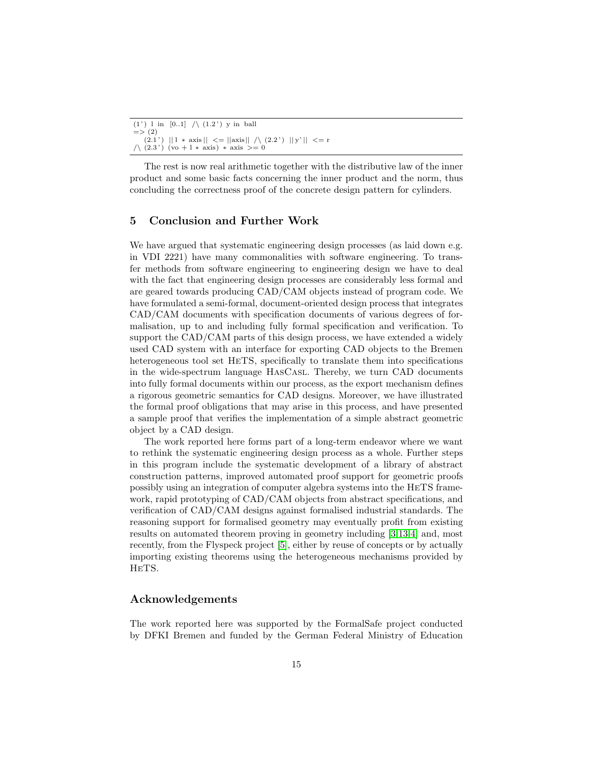```
(1') l in [0..1] /\ (1.2') y in ball
=> (2)
   (2.1') ||l * axis|| <= ||axis|| /\ (2.2') ||y'|| <= r
/\ (2.3') (vo + l * axis) * axis >= 0
```

The rest is now real arithmetic together with the distributive law of the inner product and some basic facts concerning the inner product and the norm, thus concluding the correctness proof of the concrete design pattern for cylinders.

## 5 Conclusion and Further Work

We have argued that systematic engineering design processes (as laid down e.g. in VDI 2221) have many commonalities with software engineering. To transfer methods from software engineering to engineering design we have to deal with the fact that engineering design processes are considerably less formal and are geared towards producing CAD/CAM objects instead of program code. We have formulated a semi-formal, document-oriented design process that integrates CAD/CAM documents with specification documents of various degrees of formalisation, up to and including fully formal specification and verification. To support the CAD/CAM parts of this design process, we have extended a widely used CAD system with an interface for exporting CAD objects to the Bremen heterogeneous tool set HeTS, specifically to translate them into specifications in the wide-spectrum language HasCasl. Thereby, we turn CAD documents into fully formal documents within our process, as the export mechanism defines a rigorous geometric semantics for CAD designs. Moreover, we have illustrated the formal proof obligations that may arise in this process, and have presented a sample proof that verifies the implementation of a simple abstract geometric object by a CAD design.

The work reported here forms part of a long-term endeavor where we want to rethink the systematic engineering design process as a whole. Further steps in this program include the systematic development of a library of abstract construction patterns, improved automated proof support for geometric proofs possibly using an integration of computer algebra systems into the HeTS framework, rapid prototyping of CAD/CAM objects from abstract specifications, and verification of CAD/CAM designs against formalised industrial standards. The reasoning support for formalised geometry may eventually profit from existing results on automated theorem proving in geometry including [3,13,4] and, most recently, from the Flyspeck project [5], either by reuse of concepts or by actually importing existing theorems using the heterogeneous mechanisms provided by HeTS.

## Acknowledgements

The work reported here was supported by the FormalSafe project conducted by DFKI Bremen and funded by the German Federal Ministry of Education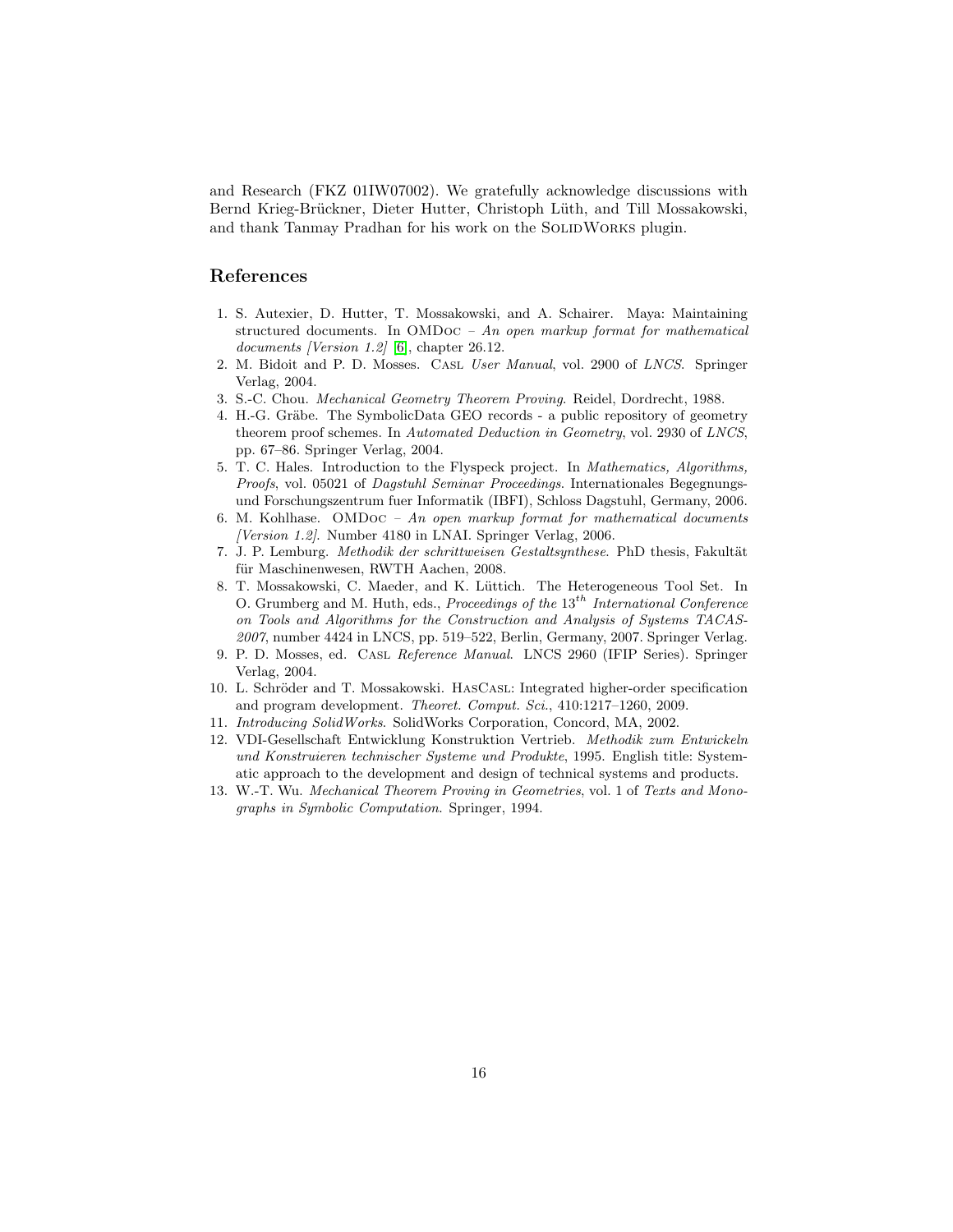and Research (FKZ 01IW07002). We gratefully acknowledge discussions with Bernd Krieg-Brückner, Dieter Hutter, Christoph Lüth, and Till Mossakowski, and thank Tanmay Pradhan for his work on the SolidWorks plugin.

## References

1. S. Autexier, D. Hutter, T. Mossakowski, and A. Schairer. Maya: Maintaining structured documents. In OMDoc – *An open markup format for mathematical documents [Version 1.2]* [6], chapter 26.12.
2. M. Bidoit and P. D. Mosses. Casl *User Manual*, vol. 2900 of *LNCS*. Springer Verlag, 2004.
3. S.-C. Chou. *Mechanical Geometry Theorem Proving*. Reidel, Dordrecht, 1988.
4. H.-G. Gräbe. The SymbolicData GEO records - a public repository of geometry theorem proof schemes. In *Automated Deduction in Geometry*, vol. 2930 of *LNCS*, pp. 67–86. Springer Verlag, 2004.
5. T. C. Hales. Introduction to the Flyspeck project. In *Mathematics, Algorithms, Proofs*, vol. 05021 of *Dagstuhl Seminar Proceedings*. Internationales Begegnungs- und Forschungszentrum fuer Informatik (IBFI), Schloss Dagstuhl, Germany, 2006.
6. M. Kohlhase. OMDoc – *An open markup format for mathematical documents [Version 1.2]*. Number 4180 in LNAI. Springer Verlag, 2006.
7. J. P. Lemburg. *Methodik der schrittweisen Gestaltsynthese*. PhD thesis, Fakultät für Maschinenwesen, RWTH Aachen, 2008.
8. T. Mossakowski, C. Maeder, and K. Lüttich. The Heterogeneous Tool Set. In O. Grumberg and M. Huth, eds., *Proceedings of the* $13^{th}$ *International Conference on Tools and Algorithms for the Construction and Analysis of Systems TACAS-2007*, number 4424 in LNCS, pp. 519–522, Berlin, Germany, 2007. Springer Verlag.
9. P. D. Mosses, ed. Casl *Reference Manual*. LNCS 2960 (IFIP Series). Springer Verlag, 2004.
10. L. Schröder and T. Mossakowski. HasCasl: Integrated higher-order specification and program development. *Theoret. Comput. Sci.*, 410:1217–1260, 2009.
11. *Introducing SolidWorks*. SolidWorks Corporation, Concord, MA, 2002.
12. VDI-Gesellschaft Entwicklung Konstruktion Vertrieb. *Methodik zum Entwickeln und Konstruieren technischer Systeme und Produkte*, 1995. English title: Systematic approach to the development and design of technical systems and products.
13. W.-T. Wu. *Mechanical Theorem Proving in Geometries*, vol. 1 of *Texts and Monographs in Symbolic Computation*. Springer, 1994.